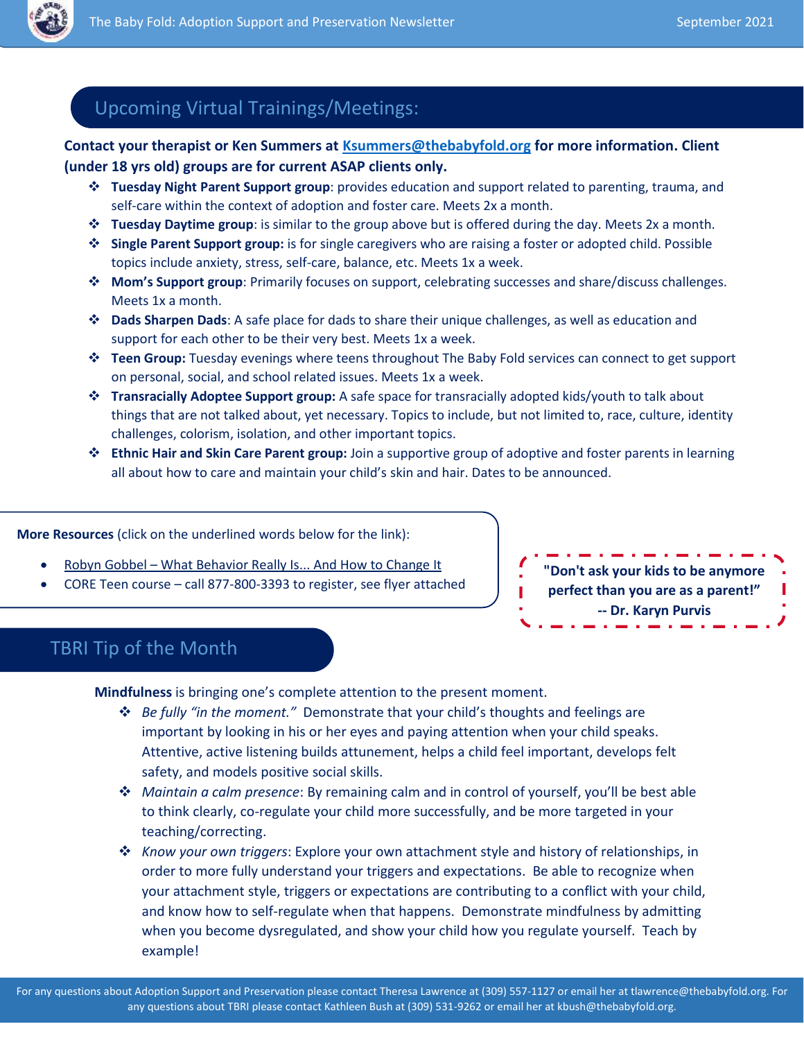## Upcoming Virtual Trainings/Meetings:

**Contact your therapist or Ken Summers at [Ksummers@thebabyfold.org](mailto:Ksummers@thebabyfold.org) for more information. Client (under 18 yrs old) groups are for current ASAP clients only.**

- **Tuesday Night Parent Support group**: provides education and support related to parenting, trauma, and self-care within the context of adoption and foster care. Meets 2x a month.
- **Tuesday Daytime group**: is similar to the group above but is offered during the day. Meets 2x a month.
- **Single Parent Support group:** is for single caregivers who are raising a foster or adopted child. Possible topics include anxiety, stress, self-care, balance, etc. Meets 1x a week.
- **Mom's Support group**: Primarily focuses on support, celebrating successes and share/discuss challenges. Meets 1x a month.
- **Dads Sharpen Dads**: A safe place for dads to share their unique challenges, as well as education and support for each other to be their very best. Meets 1x a week.
- **Teen Group:** Tuesday evenings where teens throughout The Baby Fold services can connect to get support on personal, social, and school related issues. Meets 1x a week.
- **Transracially Adoptee Support group:** A safe space for transracially adopted kids/youth to talk about things that are not talked about, yet necessary. Topics to include, but not limited to, race, culture, identity challenges, colorism, isolation, and other important topics.
- **Ethnic Hair and Skin Care Parent group:** Join a supportive group of adoptive and foster parents in learning all about how to care and maintain your child's skin and hair. Dates to be announced.

**More Resources** (click on the underlined words below for the link):

- Robyn Gobbel – What Behavior Really Is... And How to Change It
- CORE Teen course – call 877-800-3393 to register, see flyer attached

**"Don't ask your kids to be anymore perfect than you are as a parent!" -- Dr. Karyn Purvis**

## TBRI Tip of the Month

**Mindfulness** is bringing one's complete attention to the present moment.

- *Be fully "in the moment."* Demonstrate that your child's thoughts and feelings are important by looking in his or her eyes and paying attention when your child speaks. Attentive, active listening builds attunement, helps a child feel important, develops felt safety, and models positive social skills.
- *Maintain a calm presence*: By remaining calm and in control of yourself, you'll be best able to think clearly, co-regulate your child more successfully, and be more targeted in your teaching/correcting.
- *Know your own triggers*: Explore your own attachment style and history of relationships, in order to more fully understand your triggers and expectations. Be able to recognize when your attachment style, triggers or expectations are contributing to a conflict with your child, and know how to self-regulate when that happens. Demonstrate mindfulness by admitting when you become dysregulated, and show your child how you regulate yourself. Teach by example!

For any questions about Adoption Support and Preservation please contact Theresa Lawrence at (309) 557-1127 or email her at tlawrence@thebabyfold.org. For any questions about TBRI please contact Kathleen Bush at (309) 531-9262 or email her at kbush@thebabyfold.org.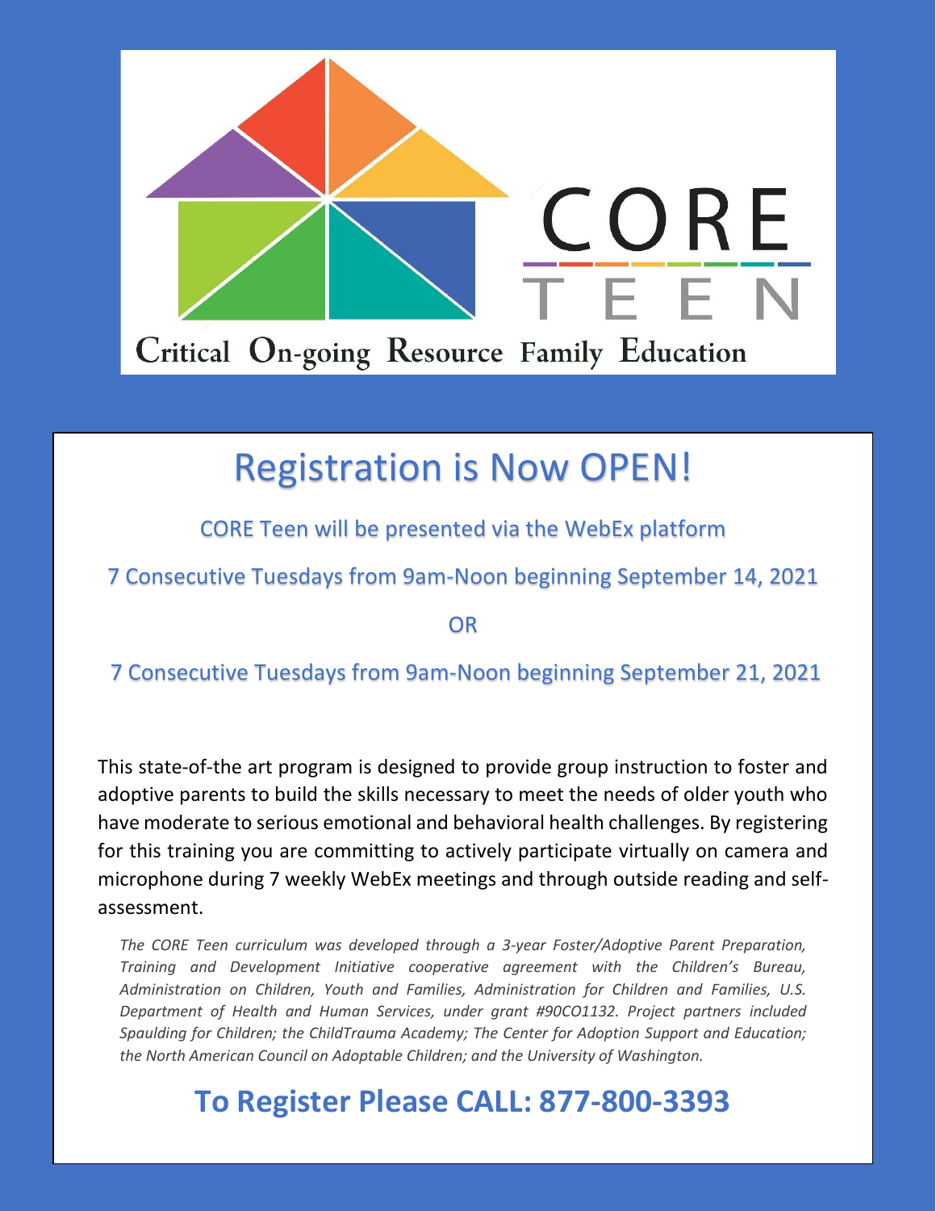# CORE TEEN

Critical On-going Resource Family Education

## Registration is Now OPEN!

CORE Teen will be presented via the WebEx platform

7 Consecutive Tuesdays from 9am-Noon beginning September 14, 2021

OR

7 Consecutive Tuesdays from 9am-Noon beginning September 21, 2021

This state-of-the art program is designed to provide group instruction to foster and adoptive parents to build the skills necessary to meet the needs of older youth who have moderate to serious emotional and behavioral health challenges. By registering for this training you are committing to actively participate virtually on camera and microphone during 7 weekly WebEx meetings and through outside reading and self-assessment.

*The CORE Teen curriculum was developed through a 3-year Foster/Adoptive Parent Preparation, Training and Development Initiative cooperative agreement with the Children's Bureau, Administration on Children, Youth and Families, Administration for Children and Families, U.S. Department of Health and Human Services, under grant #90CO1132. Project partners included Spaulding for Children; the ChildTrauma Academy; The Center for Adoption Support and Education; the North American Council on Adoptable Children; and the University of Washington.*

## **To Register Please CALL: 877-800-3393**